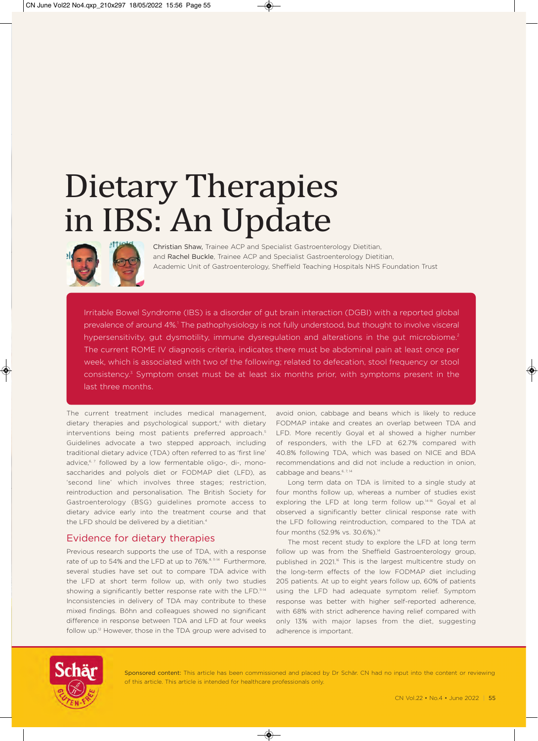# Dietary Therapies in IBS: An Update

Christian Shaw, Trainee ACP and Specialist Gastroenterology Dietitian, and Rachel Buckle, Trainee ACP and Specialist Gastroenterology Dietitian, Academic Unit of Gastroenterology, Sheffield Teaching Hospitals NHS Foundation Trust

Irritable Bowel Syndrome (IBS) is a disorder of gut brain interaction (DGBI) with a reported global prevalence of around 4%.[1] The pathophysiology is not fully understood, but thought to involve visceral hypersensitivity, gut dysmotility, immune dysregulation and alterations in the gut microbiome.[2] The current ROME IV diagnosis criteria, indicates there must be abdominal pain at least once per week, which is associated with two of the following; related to defecation, stool frequency or stool consistency.[3] Symptom onset must be at least six months prior, with symptoms present in the last three months.

The current treatment includes medical management, dietary therapies and psychological support,[4] with dietary interventions being most patients preferred approach.[5] Guidelines advocate a two stepped approach, including traditional dietary advice (TDA) often referred to as 'first line' advice,[6, 7] followed by a low fermentable oligo-, di-, mono-saccharides and polyols diet or FODMAP diet (LFD), as 'second line' which involves three stages; restriction, reintroduction and personalisation. The British Society for Gastroenterology (BSG) guidelines promote access to dietary advice early into the treatment course and that the LFD should be delivered by a dietitian.[4]

## Evidence for dietary therapies

Previous research supports the use of TDA, with a response rate of up to 54% and the LFD at up to 76%.[8, 11-14] Furthermore, several studies have set out to compare TDA advice with the LFD at short term follow up, with only two studies showing a significantly better response rate with the LFD.[11-14] Inconsistencies in delivery of TDA may contribute to these mixed findings. Böhn and colleagues showed no significant difference in response between TDA and LFD at four weeks follow up.[12] However, those in the TDA group were advised to avoid onion, cabbage and beans which is likely to reduce FODMAP intake and creates an overlap between TDA and LFD. More recently Goyal et al showed a higher number of responders, with the LFD at 62.7% compared with 40.8% following TDA, which was based on NICE and BDA recommendations and did not include a reduction in onion, cabbage and beans.[6, 7, 14]

Long term data on TDA is limited to a single study at four months follow up, whereas a number of studies exist exploring the LFD at long term follow up.[14-16] Goyal et al observed a significantly better clinical response rate with the LFD following reintroduction, compared to the TDA at four months (52.9% vs. 30.6%).[14]

The most recent study to explore the LFD at long term follow up was from the Sheffield Gastroenterology group, published in 2021.[16] This is the largest multicentre study on the long-term effects of the low FODMAP diet including 205 patients. At up to eight years follow up, 60% of patients using the LFD had adequate symptom relief. Symptom response was better with higher self-reported adherence, with 68% with strict adherence having relief compared with only 13% with major lapses from the diet, suggesting adherence is important.

Sponsored content: This article has been commissioned and placed by Dr Schär. CN had no input into the content or reviewing of this article. This article is intended for healthcare professionals only.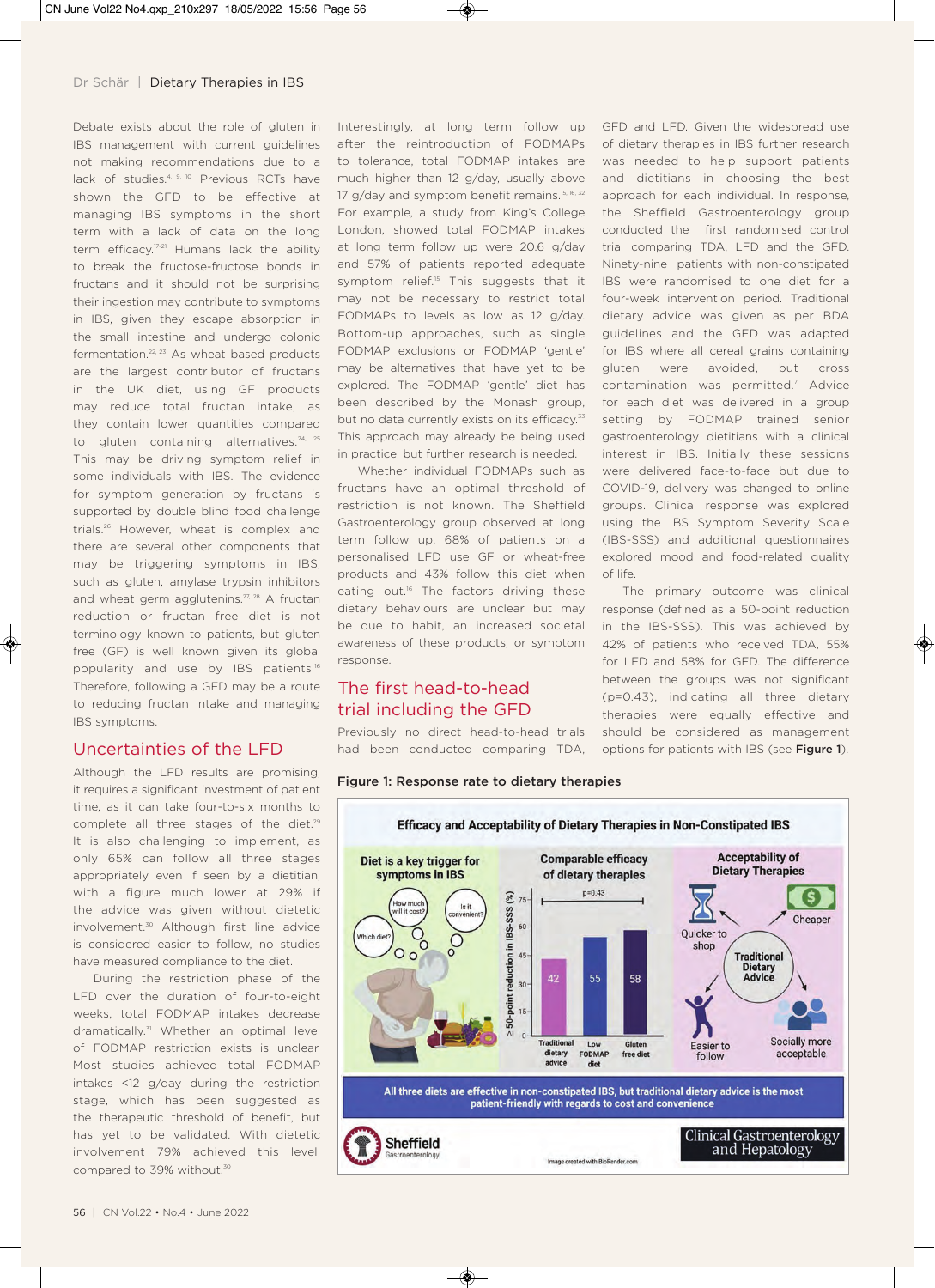Debate exists about the role of gluten in IBS management with current guidelines not making recommendations due to a lack of studies.[4, 9, 10] Previous RCTs have shown the GFD to be effective at managing IBS symptoms in the short term with a lack of data on the long term efficacy.[17-21] Humans lack the ability to break the fructose-fructose bonds in fructans and it should not be surprising their ingestion may contribute to symptoms in IBS, given they escape absorption in the small intestine and undergo colonic fermentation.[22, 23] As wheat based products are the largest contributor of fructans in the UK diet, using GF products may reduce total fructan intake, as they contain lower quantities compared to gluten containing alternatives.[24, 25] This may be driving symptom relief in some individuals with IBS. The evidence for symptom generation by fructans is supported by double blind food challenge trials.[26] However, wheat is complex and there are several other components that may be triggering symptoms in IBS, such as gluten, amylase trypsin inhibitors and wheat germ agglutenins.[27, 28] A fructan reduction or fructan free diet is not terminology known to patients, but gluten free (GF) is well known given its global popularity and use by IBS patients.[16] Therefore, following a GFD may be a route to reducing fructan intake and managing IBS symptoms.

## Uncertainties of the LFD

Although the LFD results are promising, it requires a significant investment of patient time, as it can take four-to-six months to complete all three stages of the diet.[29] It is also challenging to implement, as only 65% can follow all three stages appropriately even if seen by a dietitian, with a figure much lower at 29% if the advice was given without dietetic involvement.[30] Although first line advice is considered easier to follow, no studies have measured compliance to the diet.

During the restriction phase of the LFD over the duration of four-to-eight weeks, total FODMAP intakes decrease dramatically.[31] Whether an optimal level of FODMAP restriction exists is unclear. Most studies achieved total FODMAP intakes <12 g/day during the restriction stage, which has been suggested as the therapeutic threshold of benefit, but has yet to be validated. With dietetic involvement 79% achieved this level, compared to 39% without.[30]

Interestingly, at long term follow up after the reintroduction of FODMAPs to tolerance, total FODMAP intakes are much higher than 12 g/day, usually above 17 g/day and symptom benefit remains.[15, 16, 32] For example, a study from King's College London, showed total FODMAP intakes at long term follow up were 20.6 g/day and 57% of patients reported adequate symptom relief.[15] This suggests that it may not be necessary to restrict total FODMAPs to levels as low as 12 g/day. Bottom-up approaches, such as single FODMAP exclusions or FODMAP 'gentle' may be alternatives that have yet to be explored. The FODMAP 'gentle' diet has been described by the Monash group, but no data currently exists on its efficacy.[33] This approach may already be being used in practice, but further research is needed.

Whether individual FODMAPs such as fructans have an optimal threshold of restriction is not known. The Sheffield Gastroenterology group observed at long term follow up, 68% of patients on a personalised LFD use GF or wheat-free products and 43% follow this diet when eating out.[16] The factors driving these dietary behaviours are unclear but may be due to habit, an increased societal awareness of these products, or symptom response.

## The first head-to-head trial including the GFD

Previously no direct head-to-head trials had been conducted comparing TDA, GFD and LFD. Given the widespread use of dietary therapies in IBS further research was needed to help support patients and dietitians in choosing the best approach for each individual. In response, the Sheffield Gastroenterology group conducted the first randomised control trial comparing TDA, LFD and the GFD. Ninety-nine patients with non-constipated IBS were randomised to one diet for a four-week intervention period. Traditional dietary advice was given as per BDA guidelines and the GFD was adapted for IBS where all cereal grains containing gluten were avoided, but cross contamination was permitted.[7] Advice for each diet was delivered in a group setting by FODMAP trained senior gastroenterology dietitians with a clinical interest in IBS. Initially these sessions were delivered face-to-face but due to COVID-19, delivery was changed to online groups. Clinical response was explored using the IBS Symptom Severity Scale (IBS-SSS) and additional questionnaires explored mood and food-related quality of life.

The primary outcome was clinical response (defined as a 50-point reduction in the IBS-SSS). This was achieved by 42% of patients who received TDA, 55% for LFD and 58% for GFD. The difference between the groups was not significant (p=0.43), indicating all three dietary therapies were equally effective and should be considered as management options for patients with IBS (see **Figure 1**).

**Figure 1: Response rate to dietary therapies**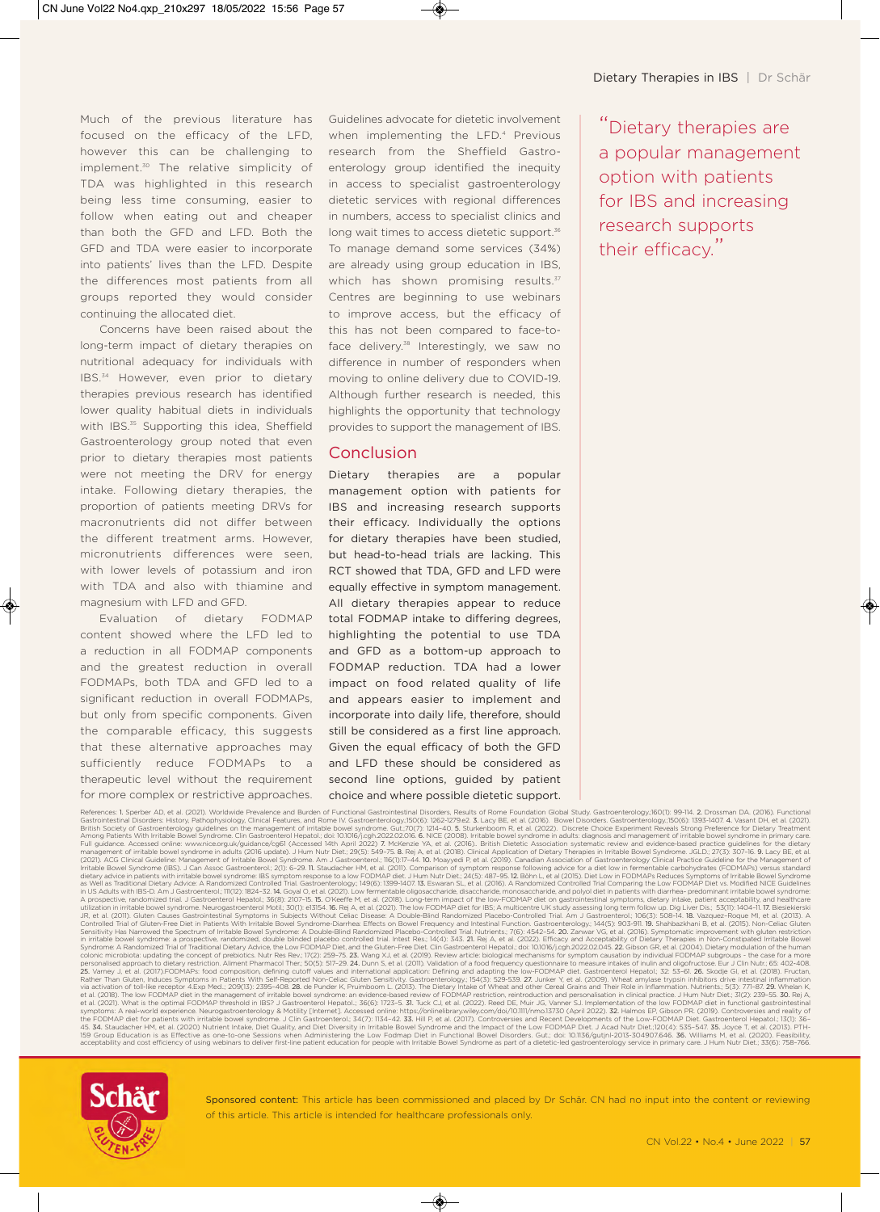Much of the previous literature has focused on the efficacy of the LFD, however this can be challenging to implement.[30] The relative simplicity of TDA was highlighted in this research being less time consuming, easier to follow when eating out and cheaper than both the GFD and LFD. Both the GFD and TDA were easier to incorporate into patients' lives than the LFD. Despite the differences most patients from all groups reported they would consider continuing the allocated diet.

Concerns have been raised about the long-term impact of dietary therapies on nutritional adequacy for individuals with IBS.[34] However, even prior to dietary therapies previous research has identified lower quality habitual diets in individuals with IBS.[35] Supporting this idea, Sheffield Gastroenterology group noted that even prior to dietary therapies most patients were not meeting the DRV for energy intake. Following dietary therapies, the proportion of patients meeting DRVs for macronutrients did not differ between the different treatment arms. However, micronutrients differences were seen, with lower levels of potassium and iron with TDA and also with thiamine and magnesium with LFD and GFD.

Evaluation of dietary FODMAP content showed where the LFD led to a reduction in all FODMAP components and the greatest reduction in overall FODMAPs, both TDA and GFD led to a significant reduction in overall FODMAPs, but only from specific components. Given the comparable efficacy, this suggests that these alternative approaches may sufficiently reduce FODMAPs to a therapeutic level without the requirement for more complex or restrictive approaches.

Guidelines advocate for dietetic involvement when implementing the LFD.[4] Previous research from the Sheffield Gastroenterology group identified the inequity in access to specialist gastroenterology dietetic services with regional differences in numbers, access to specialist clinics and long wait times to access dietetic support.[36] To manage demand some services (34%) are already using group education in IBS, which has shown promising results.[37] Centres are beginning to use webinars to improve access, but the efficacy of this has not been compared to face-to-face delivery.[38] Interestingly, we saw no difference in number of responders when moving to online delivery due to COVID-19. Although further research is needed, this highlights the opportunity that technology provides to support the management of IBS.

## Conclusion

Dietary therapies are a popular management option with patients for IBS and increasing research supports their efficacy. Individually the options for dietary therapies have been studied, but head-to-head trials are lacking. This RCT showed that TDA, GFD and LFD were equally effective in symptom management. All dietary therapies appear to reduce total FODMAP intake to differing degrees, highlighting the potential to use TDA and GFD as a bottom-up approach to FODMAP reduction. TDA had a lower impact on food related quality of life and appears easier to implement and incorporate into daily life, therefore, should still be considered as a first line approach. Given the equal efficacy of both the GFD and LFD these should be considered as second line options, guided by patient choice and where possible dietetic support.

"Dietary therapies are a popular management option with patients for IBS and increasing research supports their efficacy."

References: **1.** Sperber AD, et al. (2021). Worldwide Prevalence and Burden of Functional Gastrointestinal Disorders, Results of Rome Foundation Global Study. Gastroenterology.;160(1): 99-114. **2.** Drossman DA. (2016). Functional Gastrointestinal Disorders: History, Pathophysiology, Clinical Features, and Rome IV. Gastroenterology.;150(6): 1262-1279.e2. **3.** Lacy BE, et al. (2016). Bowel Disorders. Gastroenterology.;150(6): 1393-1407. **4.** Vasant DH, et al. (2021). British Society of Gastroenterology guidelines on the management of irritable bowel syndrome. Gut.;70(7): 1214–40. **5.** Sturkenboom R, et al. (2022). Discrete Choice Experiment Reveals Strong Preference for Dietary Treatment Among Patients With Irritable Bowel Syndrome. Clin Gastroenterol Hepatol.; doi: 10.1016/j.cgh.2022.02.016. **6.** NICE (2008). Irritable bowel syndrome in adults: diagnosis and management of irritable bowel syndrome in primary care. Full guidance. Accessed online: www.nice.org.uk/guidance/cg61 (Accessed 14th April 2022) **7.** McKenzie YA, et al. (2016). British Dietetic Association systematic review and evidence-based practice guidelines for the dietary management of irritable bowel syndrome in adults (2016 update). J Hum Nutr Diet.; 29(5): 549–75. **8.** Rej A, et al. (2018). Clinical Application of Dietary Therapies in Irritable Bowel Syndrome. JGLD.; 27(3): 307–16. **9.** Lacy BE, et al. (2021). ACG Clinical Guideline: Management of Irritable Bowel Syndrome. Am J Gastroenterol.; 116(1):17–44. **10.** Moayyedi P, et al. (2019). Canadian Association of Gastroenterology Clinical Practice Guideline for the Management of Irritable Bowel Syndrome (IBS). J Can Assoc Gastroenterol.; 2(1): 6–29. **11.** Staudacher HM, et al. (2011). Comparison of symptom response following advice for a diet low in fermentable carbohydrates (FODMAPs) versus standard dietary advice in patients with irritable bowel syndrome: IBS symptom response to a low FODMAP diet. J Hum Nutr Diet.; 24(5): 487–95. **12.** Böhn L, et al. (2015). Diet Low in FODMAPs Reduces Symptoms of Irritable Bowel Syndrome as Well as Traditional Dietary Advice: A Randomized Controlled Trial. Gastroenterology.; 149(6): 1399-1407. **13.** Eswaran SL, et al. (2016). A Randomized Controlled Trial Comparing the Low FODMAP Diet vs. Modified NICE Guidelines in US Adults with IBS-D. Am J Gastroenterol.; 111(12): 1824–32. **14.** Goyal O, et al. (2021). Low fermentable oligosaccharide, disaccharide, monosaccharide, and polyol diet in patients with diarrhea- predominant irritable bowel syndrome: A prospective, randomized trial. J Gastroenterol Hepatol.; 36(8): 2107–15. **15.** O'Keeffe M, et al. (2018). Long-term impact of the low-FODMAP diet on gastrointestinal symptoms, dietary intake, patient acceptability, and healthcare utilization in irritable bowel syndrome. Neurogastroenterol Motil.; 30(1): e13154. **16.** Rej A, et al. (2021). The low FODMAP diet for IBS; A multicentre UK study assessing long term follow up. Dig Liver Dis.; 53(11): 1404–11. **17.** Biesiekierski JR, et al. (2011). Gluten Causes Gastrointestinal Symptoms in Subjects Without Celiac Disease: A Double-Blind Randomized Placebo-Controlled Trial. Am J Gastroenterol.; 106(3): 508-14. **18.** Vazquez–Roque MI, et al. (2013). A Controlled Trial of Gluten-Free Diet in Patients With Irritable Bowel Syndrome-Diarrhea: Effects on Bowel Frequency and Intestinal Function. Gastroenterology.; 144(5): 903-911. **19.** Shahbazkhani B, et al. (2015). Non-Celiac Gluten Sensitivity Has Narrowed the Spectrum of Irritable Bowel Syndrome: A Double-Blind Randomized Placebo-Controlled Trial. Nutrients.; 7(6): 4542–54. **20.** Zanwar VG, et al. (2016). Symptomatic improvement with gluten restriction in irritable bowel syndrome: a prospective, randomized, double blinded placebo controlled trial. Intest Res.; 14(4): 343. **21.** Rej A, et al. (2022). Efficacy and Acceptability of Dietary Therapies in Non-Constipated Irritable Bowel Syndrome: A Randomized Trial of Traditional Dietary Advice, the Low FODMAP Diet, and the Gluten-Free Diet. Clin Gastroenterol Hepatol.; doi: 10.1016/j.cgh.2022.02.045. **22.** Gibson GR, et al. (2004). Dietary modulation of the human colonic microbiota: updating the concept of prebiotics. Nutr Res Rev.; 17(2): 259–75. **23.** Wang XJ, et al. (2019). Review article: biological mechanisms for symptom causation by individual FODMAP subgroups - the case for a more personalised approach to dietary restriction. Aliment Pharmacol Ther.; 50(5): 517–29. **24.** Dunn S, et al. (2011). Validation of a food frequency questionnaire to measure intakes of inulin and oligofructose. Eur J Clin Nutr.; 65: 402-408. **25.** Varney J, et al. (2017).FODMAPs: food composition, defining cutoff values and international application: Defining and adapting the low-FODMAP diet. Gastroenterol Hepatol.; 32: 53–61. **26.** Skodje GI, et al. (2018). Fructan, Rather Than Gluten, Induces Symptoms in Patients With Self-Reported Non-Celiac Gluten Sensitivity. Gastroenterology.; 154(3): 529-539. **27.** Junker Y, et al. (2009). Wheat amylase trypsin inhibitors drive intestinal inflammation via activation of toll-like receptor 4.Exp Med.; 209(13): 2395-408. **28.** de Punder K, Pruimboom L. (2013). The Dietary Intake of Wheat and other Cereal Grains and Their Role in Inflammation. Nutrients.; 5(3): 771–87. **29.** Whelan K, et al. (2018). The low FODMAP diet in the management of irritable bowel syndrome: an evidence-based review of FODMAP restriction, reintroduction and personalisation in clinical practice. J Hum Nutr Diet.; 31(2): 239–55. **30.** Rej A, et al. (2021). What is the optimal FODMAP threshold in IBS? J Gastroenterol Hepatol.; 36(6): 1723-5. **31.** Tuck CJ, et al. (2022). Reed DE, Muir JG, Vanner SJ. Implementation of the low FODMAP diet in functional gastrointestinal symptoms: A real-world experience. Neurogastroenterology & Motility [Internet]. Accessed online: https://onlinelibrary.wiley.com/doi/10.1111/nmo.13730 (April 2022). **32.** Halmos EP, Gibson PR. (2019). Controversies and reality of the FODMAP diet for patients with irritable bowel syndrome. J Clin Gastroenterol.; 34(7): 1134–42. **33.** Hill P, et al. (2017). Controversies and Recent Developments of the Low-FODMAP Diet. Gastroenterol Hepatol.; 13(1): 36–45. **34.** Staudacher HM, et al. (2020) Nutrient Intake, Diet Quality, and Diet Diversity in Irritable Bowel Syndrome and the Impact of the Low FODMAP Diet. J Acad Nutr Diet.;120(4): 535–547. **35.** Joyce T, et al. (2013). PTH-159 Group Education is as Effective as one-to-one Sessions when Administering the Low Fodmap Diet in Functional Bowel Disorders. Gut.; doi: 10.1136/gutjnl-2013-304907.646. **36.** Williams M, et al. (2020). Feasibility, acceptability and cost efficiency of using webinars to deliver first-line patient education for people with Irritable Bowel Syndrome as part of a dietetic-led gastroenterology service in primary care. J Hum Nutr Diet.; 33(6): 758–766.

Sponsored content: This article has been commissioned and placed by Dr Schär. CN had no input into the content or reviewing of this article. This article is intended for healthcare professionals only.